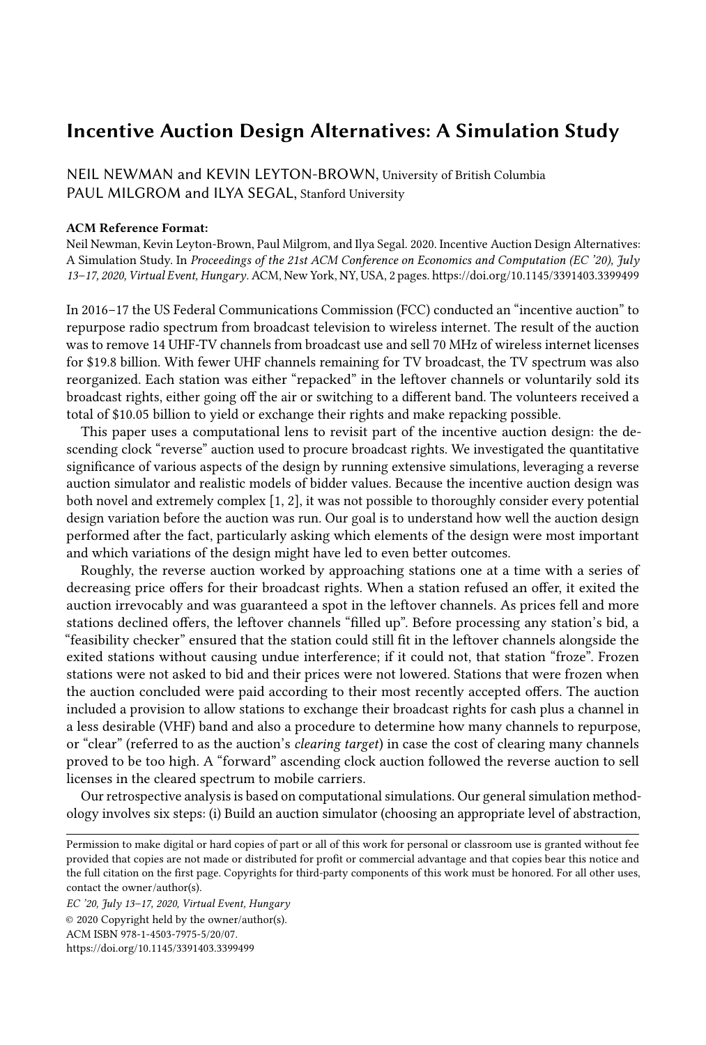# Incentive Auction Design Alternatives: A Simulation Study

NEIL NEWMAN and KEVIN LEYTON-BROWN, University of British Columbia
PAUL MILGROM and ILYA SEGAL, Stanford University

**ACM Reference Format:**
Neil Newman, Kevin Leyton-Brown, Paul Milgrom, and Ilya Segal. 2020. Incentive Auction Design Alternatives: A Simulation Study. In *Proceedings of the 21st ACM Conference on Economics and Computation (EC '20), July 13–17, 2020, Virtual Event, Hungary*. ACM, New York, NY, USA, 2 pages. https://doi.org/10.1145/3391403.3399499

In 2016–17 the US Federal Communications Commission (FCC) conducted an "incentive auction" to repurpose radio spectrum from broadcast television to wireless internet. The result of the auction was to remove 14 UHF-TV channels from broadcast use and sell 70 MHz of wireless internet licenses for $19.8 billion. With fewer UHF channels remaining for TV broadcast, the TV spectrum was also reorganized. Each station was either "repacked" in the leftover channels or voluntarily sold its broadcast rights, either going off the air or switching to a different band. The volunteers received a total of $10.05 billion to yield or exchange their rights and make repacking possible.

This paper uses a computational lens to revisit part of the incentive auction design: the descending clock "reverse" auction used to procure broadcast rights. We investigated the quantitative significance of various aspects of the design by running extensive simulations, leveraging a reverse auction simulator and realistic models of bidder values. Because the incentive auction design was both novel and extremely complex [1, 2], it was not possible to thoroughly consider every potential design variation before the auction was run. Our goal is to understand how well the auction design performed after the fact, particularly asking which elements of the design were most important and which variations of the design might have led to even better outcomes.

Roughly, the reverse auction worked by approaching stations one at a time with a series of decreasing price offers for their broadcast rights. When a station refused an offer, it exited the auction irrevocably and was guaranteed a spot in the leftover channels. As prices fell and more stations declined offers, the leftover channels "filled up". Before processing any station's bid, a "feasibility checker" ensured that the station could still fit in the leftover channels alongside the exited stations without causing undue interference; if it could not, that station "froze". Frozen stations were not asked to bid and their prices were not lowered. Stations that were frozen when the auction concluded were paid according to their most recently accepted offers. The auction included a provision to allow stations to exchange their broadcast rights for cash plus a channel in a less desirable (VHF) band and also a procedure to determine how many channels to repurpose, or "clear" (referred to as the auction's *clearing target*) in case the cost of clearing many channels proved to be too high. A "forward" ascending clock auction followed the reverse auction to sell licenses in the cleared spectrum to mobile carriers.

Our retrospective analysis is based on computational simulations. Our general simulation methodology involves six steps: (i) Build an auction simulator (choosing an appropriate level of abstraction,

---

Permission to make digital or hard copies of part or all of this work for personal or classroom use is granted without fee provided that copies are not made or distributed for profit or commercial advantage and that copies bear this notice and the full citation on the first page. Copyrights for third-party components of this work must be honored. For all other uses, contact the owner/author(s).

*EC '20, July 13–17, 2020, Virtual Event, Hungary*

© 2020 Copyright held by the owner/author(s).

ACM ISBN 978-1-4503-7975-5/20/07.

https://doi.org/10.1145/3391403.3399499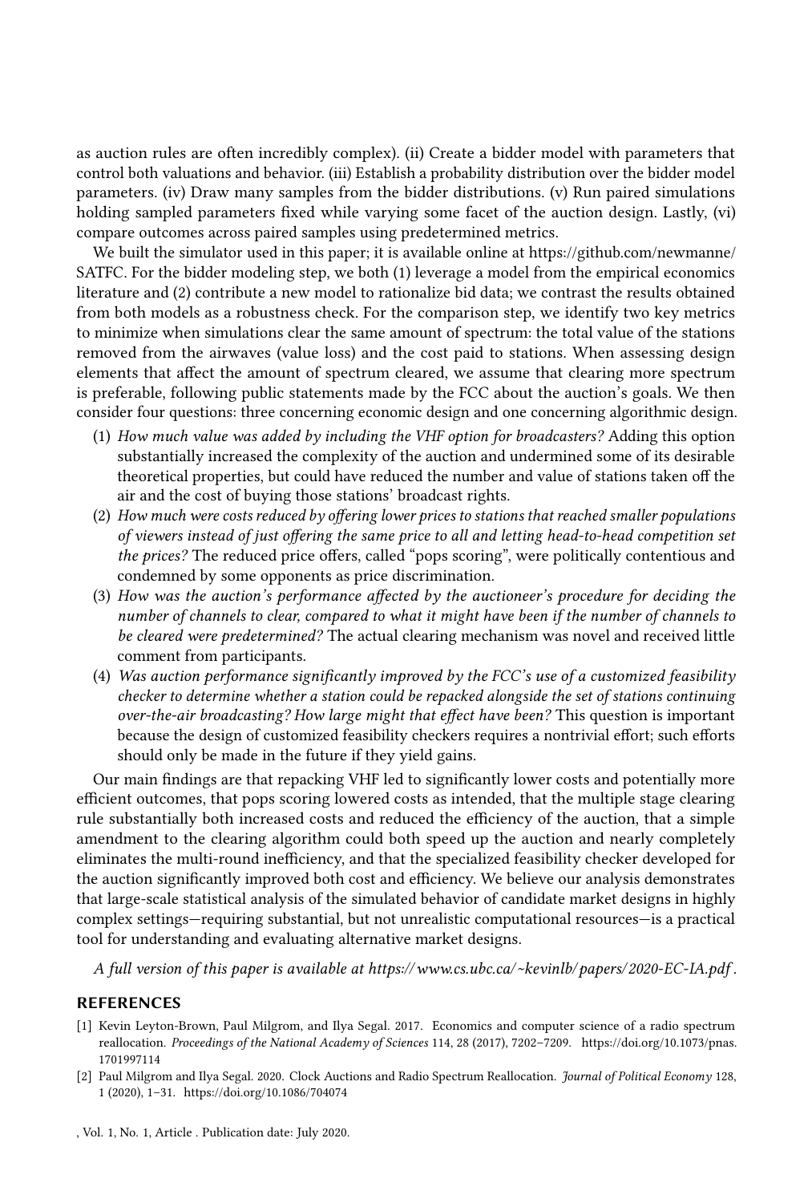as auction rules are often incredibly complex). (ii) Create a bidder model with parameters that control both valuations and behavior. (iii) Establish a probability distribution over the bidder model parameters. (iv) Draw many samples from the bidder distributions. (v) Run paired simulations holding sampled parameters fixed while varying some facet of the auction design. Lastly, (vi) compare outcomes across paired samples using predetermined metrics.

We built the simulator used in this paper; it is available online at https://github.com/newmanne/SATFC. For the bidder modeling step, we both (1) leverage a model from the empirical economics literature and (2) contribute a new model to rationalize bid data; we contrast the results obtained from both models as a robustness check. For the comparison step, we identify two key metrics to minimize when simulations clear the same amount of spectrum: the total value of the stations removed from the airwaves (value loss) and the cost paid to stations. When assessing design elements that affect the amount of spectrum cleared, we assume that clearing more spectrum is preferable, following public statements made by the FCC about the auction's goals. We then consider four questions: three concerning economic design and one concerning algorithmic design.

1. *How much value was added by including the VHF option for broadcasters?* Adding this option substantially increased the complexity of the auction and undermined some of its desirable theoretical properties, but could have reduced the number and value of stations taken off the air and the cost of buying those stations' broadcast rights.
2. *How much were costs reduced by offering lower prices to stations that reached smaller populations of viewers instead of just offering the same price to all and letting head-to-head competition set the prices?* The reduced price offers, called "pops scoring", were politically contentious and condemned by some opponents as price discrimination.
3. *How was the auction's performance affected by the auctioneer's procedure for deciding the number of channels to clear, compared to what it might have been if the number of channels to be cleared were predetermined?* The actual clearing mechanism was novel and received little comment from participants.
4. *Was auction performance significantly improved by the FCC's use of a customized feasibility checker to determine whether a station could be repacked alongside the set of stations continuing over-the-air broadcasting? How large might that effect have been?* This question is important because the design of customized feasibility checkers requires a nontrivial effort; such efforts should only be made in the future if they yield gains.

Our main findings are that repacking VHF led to significantly lower costs and potentially more efficient outcomes, that pops scoring lowered costs as intended, that the multiple stage clearing rule substantially both increased costs and reduced the efficiency of the auction, that a simple amendment to the clearing algorithm could both speed up the auction and nearly completely eliminates the multi-round inefficiency, and that the specialized feasibility checker developed for the auction significantly improved both cost and efficiency. We believe our analysis demonstrates that large-scale statistical analysis of the simulated behavior of candidate market designs in highly complex settings—requiring substantial, but not unrealistic computational resources—is a practical tool for understanding and evaluating alternative market designs.

*A full version of this paper is available at https://www.cs.ubc.ca/~kevinlb/papers/2020-EC-IA.pdf .*

## REFERENCES

[1] Kevin Leyton-Brown, Paul Milgrom, and Ilya Segal. 2017. Economics and computer science of a radio spectrum reallocation. *Proceedings of the National Academy of Sciences* 114, 28 (2017), 7202–7209. https://doi.org/10.1073/pnas.1701997114

[2] Paul Milgrom and Ilya Segal. 2020. Clock Auctions and Radio Spectrum Reallocation. *Journal of Political Economy* 128, 1 (2020), 1–31. https://doi.org/10.1086/704074